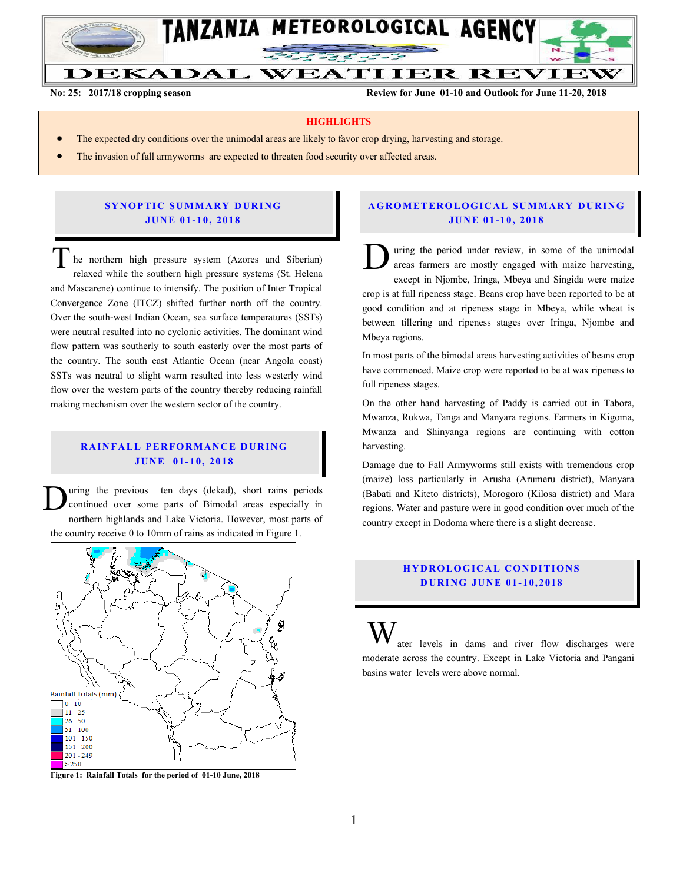# TANZANIA METEOROLOGICAL AGENCY

# DEKADAL WEATHER REVIEW

**No: 25: 2017/18 cropping season** **Review for June 01-10 and Outlook for June 11-20, 2018**

## HIGHLIGHTS

- The expected dry conditions over the unimodal areas are likely to favor crop drying, harvesting and storage.
- The invasion of fall armyworms are expected to threaten food security over affected areas.

## SYNOPTIC SUMMARY DURING JUNE 01-10, 2018

The northern high pressure system (Azores and Siberian) relaxed while the southern high pressure systems (St. Helena and Mascarene) continue to intensify. The position of Inter Tropical Convergence Zone (ITCZ) shifted further north off the country. Over the south-west Indian Ocean, sea surface temperatures (SSTs) were neutral resulted into no cyclonic activities. The dominant wind flow pattern was southerly to south easterly over the most parts of the country. The south east Atlantic Ocean (near Angola coast) SSTs was neutral to slight warm resulted into less westerly wind flow over the western parts of the country thereby reducing rainfall making mechanism over the western sector of the country.

## RAINFALL PERFORMANCE DURING JUNE 01-10, 2018

During the previous ten days (dekad), short rains periods continued over some parts of Bimodal areas especially in northern highlands and Lake Victoria. However, most parts of the country receive 0 to 10mm of rains as indicated in Figure 1.

Rainfall Totals (mm): 0 - 10; 11 - 25; 26 - 50; 51 - 100; 101 - 150; 151 - 200; 201 - 249; > 250

**Figure 1: Rainfall Totals for the period of 01-10 June, 2018**

## AGROMETEROLOGICAL SUMMARY DURING JUNE 01-10, 2018

During the period under review, in some of the unimodal areas farmers are mostly engaged with maize harvesting, except in Njombe, Iringa, Mbeya and Singida were maize crop is at full ripeness stage. Beans crop have been reported to be at good condition and at ripeness stage in Mbeya, while wheat is between tillering and ripeness stages over Iringa, Njombe and Mbeya regions.

In most parts of the bimodal areas harvesting activities of beans crop have commenced. Maize crop were reported to be at wax ripeness to full ripeness stages.

On the other hand harvesting of Paddy is carried out in Tabora, Mwanza, Rukwa, Tanga and Manyara regions. Farmers in Kigoma, Mwanza and Shinyanga regions are continuing with cotton harvesting.

Damage due to Fall Armyworms still exists with tremendous crop (maize) loss particularly in Arusha (Arumeru district), Manyara (Babati and Kiteto districts), Morogoro (Kilosa district) and Mara regions. Water and pasture were in good condition over much of the country except in Dodoma where there is a slight decrease.

## HYDROLOGICAL CONDITIONS DURING JUNE 01-10,2018

Water levels in dams and river flow discharges were moderate across the country. Except in Lake Victoria and Pangani basins water levels were above normal.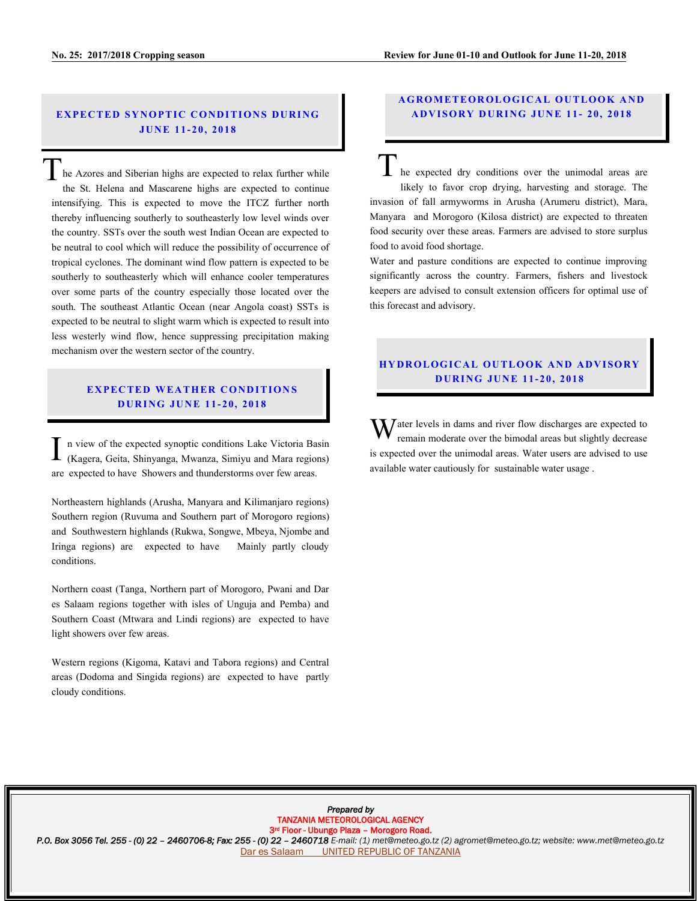## EXPECTED SYNOPTIC CONDITIONS DURING JUNE 11-20, 2018

The Azores and Siberian highs are expected to relax further while the St. Helena and Mascarene highs are expected to continue intensifying. This is expected to move the ITCZ further north thereby influencing southerly to southeasterly low level winds over the country. SSTs over the south west Indian Ocean are expected to be neutral to cool which will reduce the possibility of occurrence of tropical cyclones. The dominant wind flow pattern is expected to be southerly to southeasterly which will enhance cooler temperatures over some parts of the country especially those located over the south. The southeast Atlantic Ocean (near Angola coast) SSTs is expected to be neutral to slight warm which is expected to result into less westerly wind flow, hence suppressing precipitation making mechanism over the western sector of the country.

## EXPECTED WEATHER CONDITIONS DURING JUNE 11-20, 2018

In view of the expected synoptic conditions Lake Victoria Basin (Kagera, Geita, Shinyanga, Mwanza, Simiyu and Mara regions) are expected to have Showers and thunderstorms over few areas.

Northeastern highlands (Arusha, Manyara and Kilimanjaro regions) Southern region (Ruvuma and Southern part of Morogoro regions) and Southwestern highlands (Rukwa, Songwe, Mbeya, Njombe and Iringa regions) are expected to have Mainly partly cloudy conditions.

Northern coast (Tanga, Northern part of Morogoro, Pwani and Dar es Salaam regions together with isles of Unguja and Pemba) and Southern Coast (Mtwara and Lindi regions) are expected to have light showers over few areas.

Western regions (Kigoma, Katavi and Tabora regions) and Central areas (Dodoma and Singida regions) are expected to have partly cloudy conditions.

## AGROMETEOROLOGICAL OUTLOOK AND ADVISORY DURING JUNE 11- 20, 2018

The expected dry conditions over the unimodal areas are likely to favor crop drying, harvesting and storage. The invasion of fall armyworms in Arusha (Arumeru district), Mara, Manyara and Morogoro (Kilosa district) are expected to threaten food security over these areas. Farmers are advised to store surplus food to avoid food shortage.

Water and pasture conditions are expected to continue improving significantly across the country. Farmers, fishers and livestock keepers are advised to consult extension officers for optimal use of this forecast and advisory.

## HYDROLOGICAL OUTLOOK AND ADVISORY DURING JUNE 11-20, 2018

Water levels in dams and river flow discharges are expected to remain moderate over the bimodal areas but slightly decrease is expected over the unimodal areas. Water users are advised to use available water cautiously for sustainable water usage .

*Prepared by*
TANZANIA METEOROLOGICAL AGENCY
3rd Floor - Ubungo Plaza – Morogoro Road.
*P.O. Box 3056 Tel. 255 - (0) 22 – 2460706-8; Fax: 255 - (0) 22 – 2460718 E-mail: (1) met@meteo.go.tz (2) agromet@meteo.go.tz; website: www.met@meteo.go.tz*
Dar es Salaam UNITED REPUBLIC OF TANZANIA